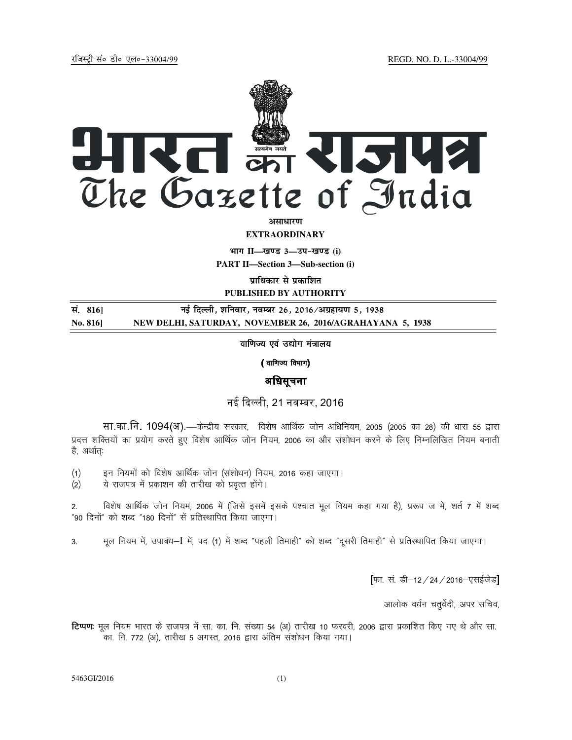रजिस्ट्री सं० डी० एल०–33004/99 REGD. NO. D. L.-33004/99

# भारत का राजपत्र
# The Gazette of India

**असाधारण**

**EXTRAORDINARY**

**भाग II—खण्ड 3—उप-खण्ड (i)**

**PART II—Section 3—Sub-section (i)**

**प्राधिकार से प्रकाशित**

**PUBLISHED BY AUTHORITY**

**सं. 816] नई दिल्ली, शनिवार, नवम्बर 26, 2016/अग्रहायण 5, 1938**

**No. 816] NEW DELHI, SATURDAY, NOVEMBER 26, 2016/AGRAHAYANA 5, 1938**

**वाणिज्य एवं उद्योग मंत्रालय**

**( वाणिज्य विभाग)**

## अधिसूचना

नई दिल्ली, 21 नवम्बर, 2016

सा.का.नि. 1094(अ).—केन्द्रीय सरकार, विशेष आर्थिक जोन अधिनियम, 2005 (2005 का 28) की धारा 55 द्वारा प्रदत्त शक्तियों का प्रयोग करते हुए विशेष आर्थिक जोन नियम, 2006 का और संशोधन करने के लिए निम्नलिखित नियम बनाती है, अर्थात्:

(1) इन नियमों को विशेष आर्थिक जोन (संशोधन) नियम, 2016 कहा जाएगा।
(2) ये राजपत्र में प्रकाशन की तारीख को प्रवृत्त होंगे।

2. विशेष आर्थिक जोन नियम, 2006 में (जिसे इसमें इसके पश्चात मूल नियम कहा गया है), प्ररूप ज में, शर्त 7 में शब्द "90 दिनों" को शब्द "180 दिनों" से प्रतिस्थापित किया जाएगा।

3. मूल नियम में, उपाबंध–I में, पद (1) में शब्द "पहली तिमाही" को शब्द "दूसरी तिमाही" से प्रतिस्थापित किया जाएगा।

[फा. सं. डी–12/24/2016–एसईजेड]

आलोक वर्धन चतुर्वेदी, अपर सचिव,

**टिप्पण:** मूल नियम भारत के राजपत्र में सा. का. नि. संख्या 54 (अ) तारीख 10 फरवरी, 2006 द्वारा प्रकाशित किए गए थे और सा. का. नि. 772 (अ), तारीख 5 अगस्त, 2016 द्वारा अंतिम संशोधन किया गया।

5463GI/2016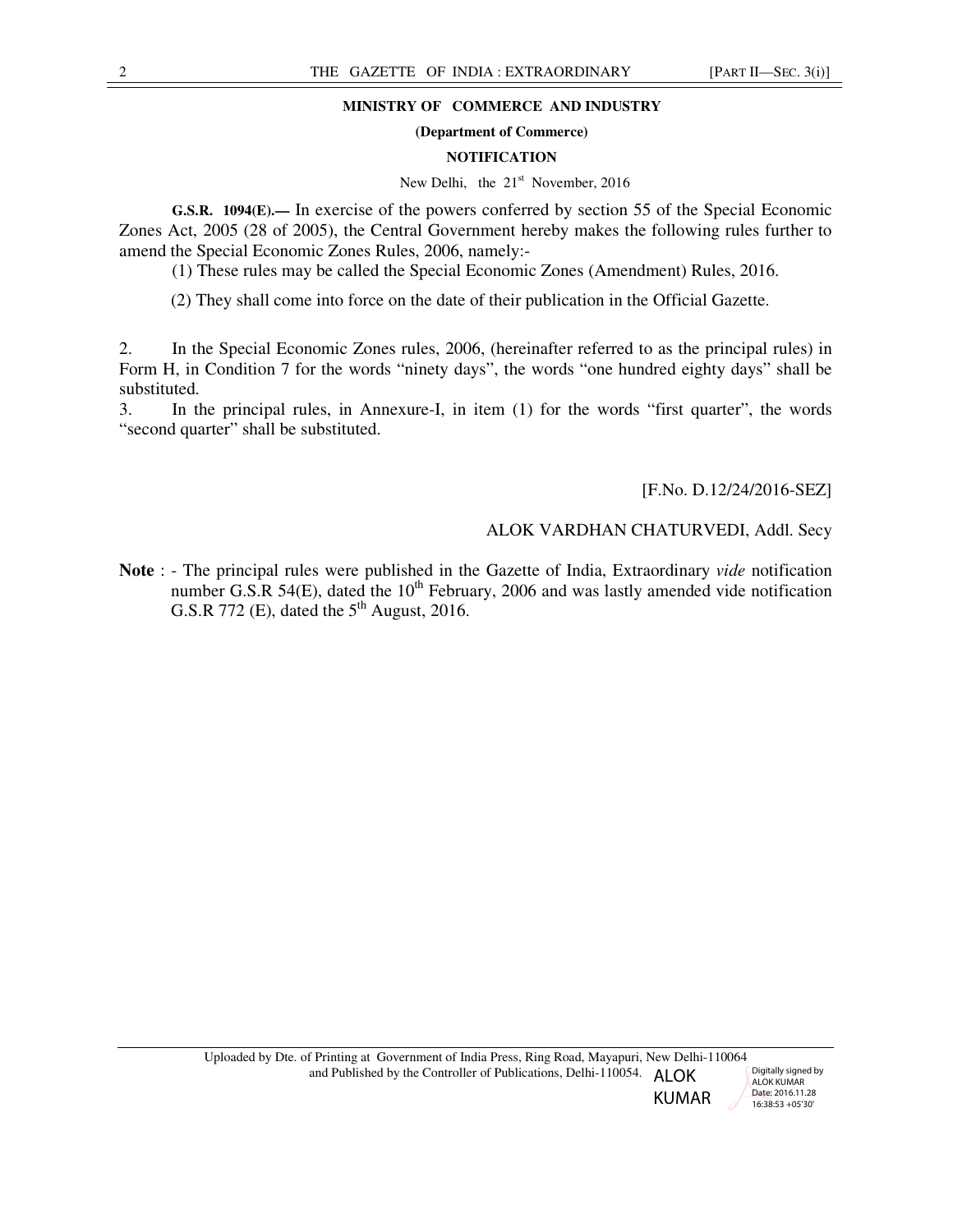**MINISTRY OF COMMERCE AND INDUSTRY**

**(Department of Commerce)**

**NOTIFICATION**

New Delhi, the 21st November, 2016

**G.S.R. 1094(E).—** In exercise of the powers conferred by section 55 of the Special Economic Zones Act, 2005 (28 of 2005), the Central Government hereby makes the following rules further to amend the Special Economic Zones Rules, 2006, namely:-

(1) These rules may be called the Special Economic Zones (Amendment) Rules, 2016.

(2) They shall come into force on the date of their publication in the Official Gazette.

2. In the Special Economic Zones rules, 2006, (hereinafter referred to as the principal rules) in Form H, in Condition 7 for the words "ninety days", the words "one hundred eighty days" shall be substituted.

3. In the principal rules, in Annexure-I, in item (1) for the words "first quarter", the words "second quarter" shall be substituted.

[F.No. D.12/24/2016-SEZ]

ALOK VARDHAN CHATURVEDI, Addl. Secy

**Note** : - The principal rules were published in the Gazette of India, Extraordinary *vide* notification number G.S.R 54(E), dated the 10th February, 2006 and was lastly amended vide notification G.S.R 772 (E), dated the 5th August, 2016.

Uploaded by Dte. of Printing at Government of India Press, Ring Road, Mayapuri, New Delhi-110064 and Published by the Controller of Publications, Delhi-110054.